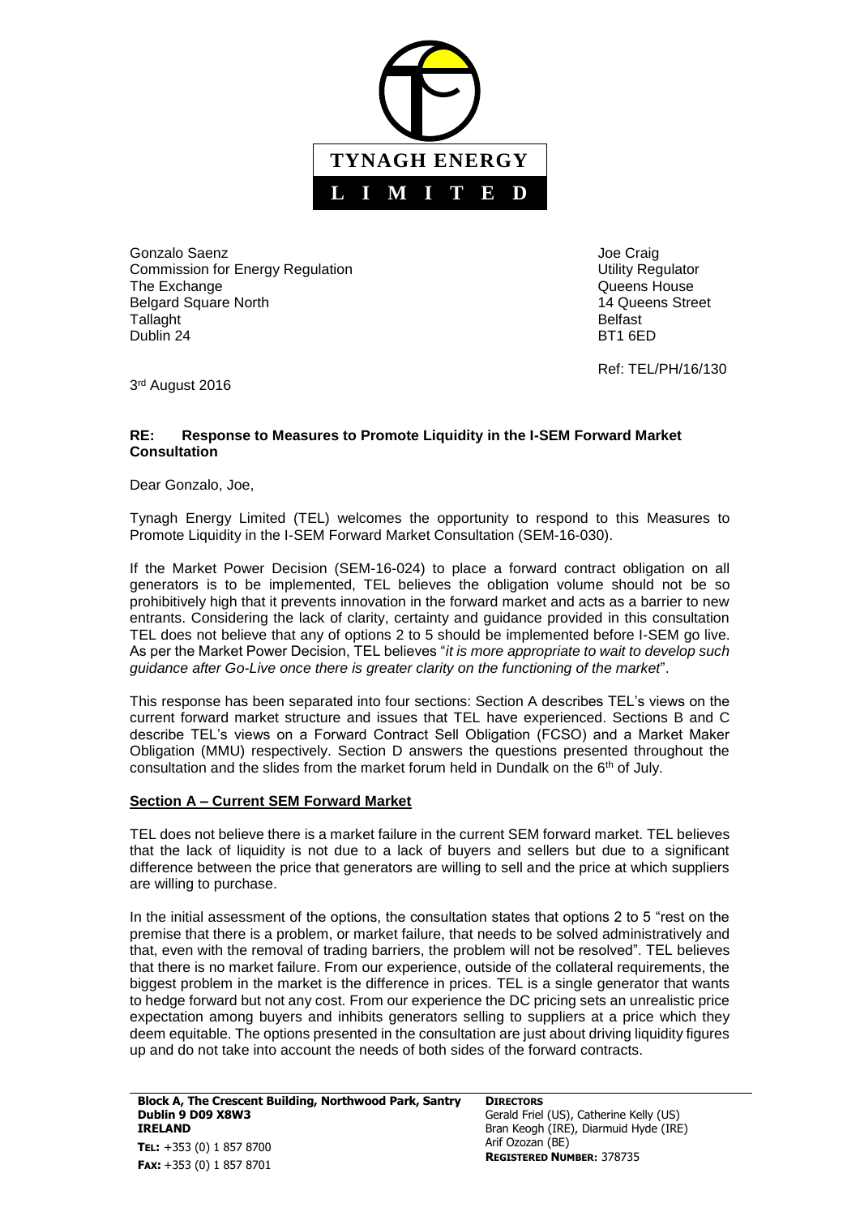**TYNAGH ENERGY**

**L I M I T E D**

Gonzalo Saenz
Commission for Energy Regulation
The Exchange
Belgard Square North
Tallaght
Dublin 24

Joe Craig
Utility Regulator
Queens House
14 Queens Street
Belfast
BT1 6ED

Ref: TEL/PH/16/130

3rd August 2016

**RE: Response to Measures to Promote Liquidity in the I-SEM Forward Market Consultation**

Dear Gonzalo, Joe,

Tynagh Energy Limited (TEL) welcomes the opportunity to respond to this Measures to Promote Liquidity in the I-SEM Forward Market Consultation (SEM-16-030).

If the Market Power Decision (SEM-16-024) to place a forward contract obligation on all generators is to be implemented, TEL believes the obligation volume should not be so prohibitively high that it prevents innovation in the forward market and acts as a barrier to new entrants. Considering the lack of clarity, certainty and guidance provided in this consultation TEL does not believe that any of options 2 to 5 should be implemented before I-SEM go live. As per the Market Power Decision, TEL believes "*it is more appropriate to wait to develop such guidance after Go-Live once there is greater clarity on the functioning of the market*".

This response has been separated into four sections: Section A describes TEL's views on the current forward market structure and issues that TEL have experienced. Sections B and C describe TEL's views on a Forward Contract Sell Obligation (FCSO) and a Market Maker Obligation (MMU) respectively. Section D answers the questions presented throughout the consultation and the slides from the market forum held in Dundalk on the 6th of July.

**Section A – Current SEM Forward Market**

TEL does not believe there is a market failure in the current SEM forward market. TEL believes that the lack of liquidity is not due to a lack of buyers and sellers but due to a significant difference between the price that generators are willing to sell and the price at which suppliers are willing to purchase.

In the initial assessment of the options, the consultation states that options 2 to 5 "rest on the premise that there is a problem, or market failure, that needs to be solved administratively and that, even with the removal of trading barriers, the problem will not be resolved". TEL believes that there is no market failure. From our experience, outside of the collateral requirements, the biggest problem in the market is the difference in prices. TEL is a single generator that wants to hedge forward but not any cost. From our experience the DC pricing sets an unrealistic price expectation among buyers and inhibits generators selling to suppliers at a price which they deem equitable. The options presented in the consultation are just about driving liquidity figures up and do not take into account the needs of both sides of the forward contracts.

**Block A, The Crescent Building, Northwood Park, Santry**
**Dublin 9 D09 X8W3**
**IRELAND**
**TEL:** +353 (0) 1 857 8700
**FAX:** +353 (0) 1 857 8701

**DIRECTORS**
Gerald Friel (US), Catherine Kelly (US)
Bran Keogh (IRE), Diarmuid Hyde (IRE)
Arif Ozozan (BE)
**REGISTERED NUMBER**: 378735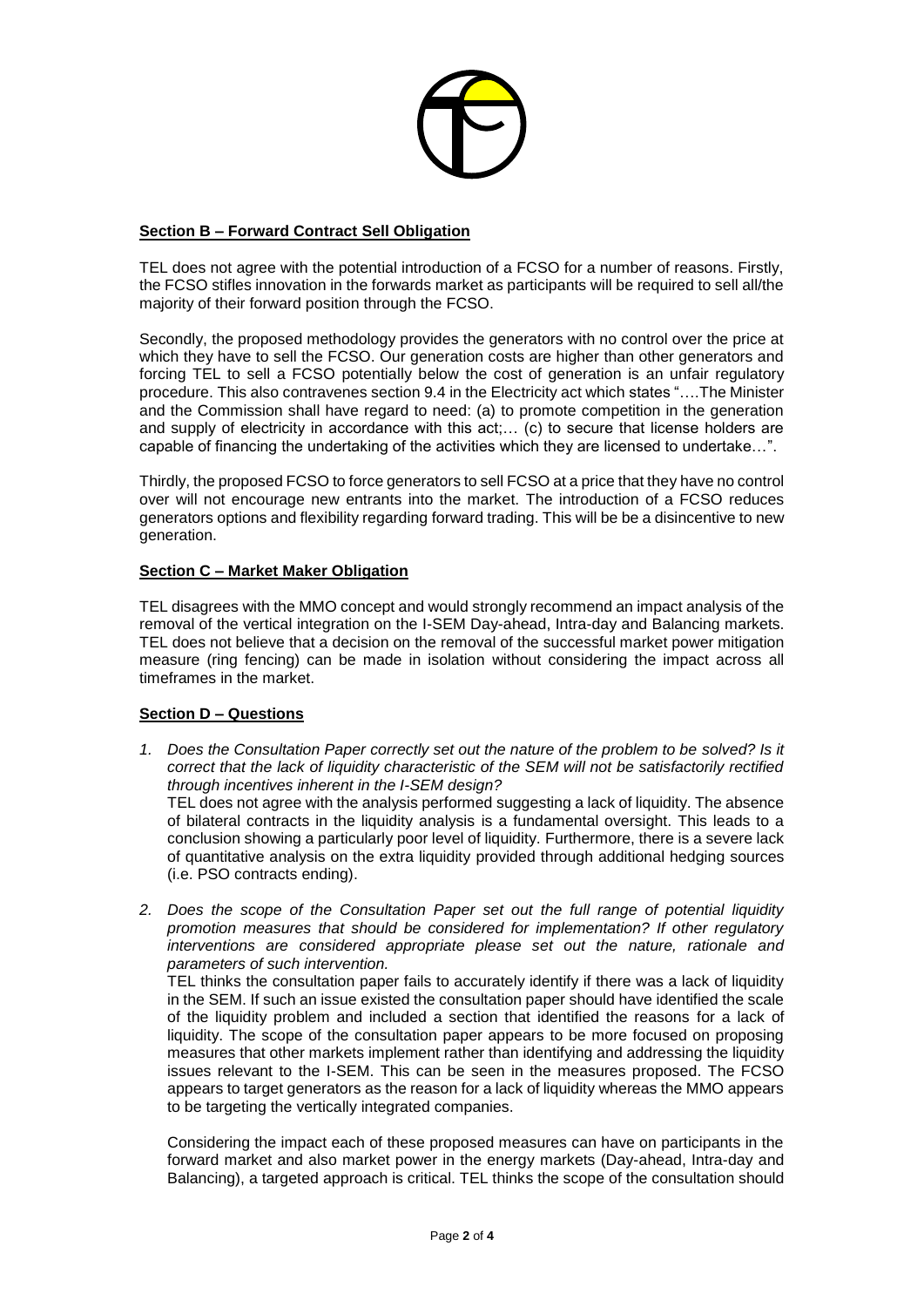## Section B – Forward Contract Sell Obligation

TEL does not agree with the potential introduction of a FCSO for a number of reasons. Firstly, the FCSO stifles innovation in the forwards market as participants will be required to sell all/the majority of their forward position through the FCSO.

Secondly, the proposed methodology provides the generators with no control over the price at which they have to sell the FCSO. Our generation costs are higher than other generators and forcing TEL to sell a FCSO potentially below the cost of generation is an unfair regulatory procedure. This also contravenes section 9.4 in the Electricity act which states "….The Minister and the Commission shall have regard to need: (a) to promote competition in the generation and supply of electricity in accordance with this act;… (c) to secure that license holders are capable of financing the undertaking of the activities which they are licensed to undertake…".

Thirdly, the proposed FCSO to force generators to sell FCSO at a price that they have no control over will not encourage new entrants into the market. The introduction of a FCSO reduces generators options and flexibility regarding forward trading. This will be be a disincentive to new generation.

## Section C – Market Maker Obligation

TEL disagrees with the MMO concept and would strongly recommend an impact analysis of the removal of the vertical integration on the I-SEM Day-ahead, Intra-day and Balancing markets. TEL does not believe that a decision on the removal of the successful market power mitigation measure (ring fencing) can be made in isolation without considering the impact across all timeframes in the market.

## Section D – Questions

1. *Does the Consultation Paper correctly set out the nature of the problem to be solved? Is it correct that the lack of liquidity characteristic of the SEM will not be satisfactorily rectified through incentives inherent in the I-SEM design?*
   TEL does not agree with the analysis performed suggesting a lack of liquidity. The absence of bilateral contracts in the liquidity analysis is a fundamental oversight. This leads to a conclusion showing a particularly poor level of liquidity. Furthermore, there is a severe lack of quantitative analysis on the extra liquidity provided through additional hedging sources (i.e. PSO contracts ending).

2. *Does the scope of the Consultation Paper set out the full range of potential liquidity promotion measures that should be considered for implementation? If other regulatory interventions are considered appropriate please set out the nature, rationale and parameters of such intervention.*
   TEL thinks the consultation paper fails to accurately identify if there was a lack of liquidity in the SEM. If such an issue existed the consultation paper should have identified the scale of the liquidity problem and included a section that identified the reasons for a lack of liquidity. The scope of the consultation paper appears to be more focused on proposing measures that other markets implement rather than identifying and addressing the liquidity issues relevant to the I-SEM. This can be seen in the measures proposed. The FCSO appears to target generators as the reason for a lack of liquidity whereas the MMO appears to be targeting the vertically integrated companies.

   Considering the impact each of these proposed measures can have on participants in the forward market and also market power in the energy markets (Day-ahead, Intra-day and Balancing), a targeted approach is critical. TEL thinks the scope of the consultation should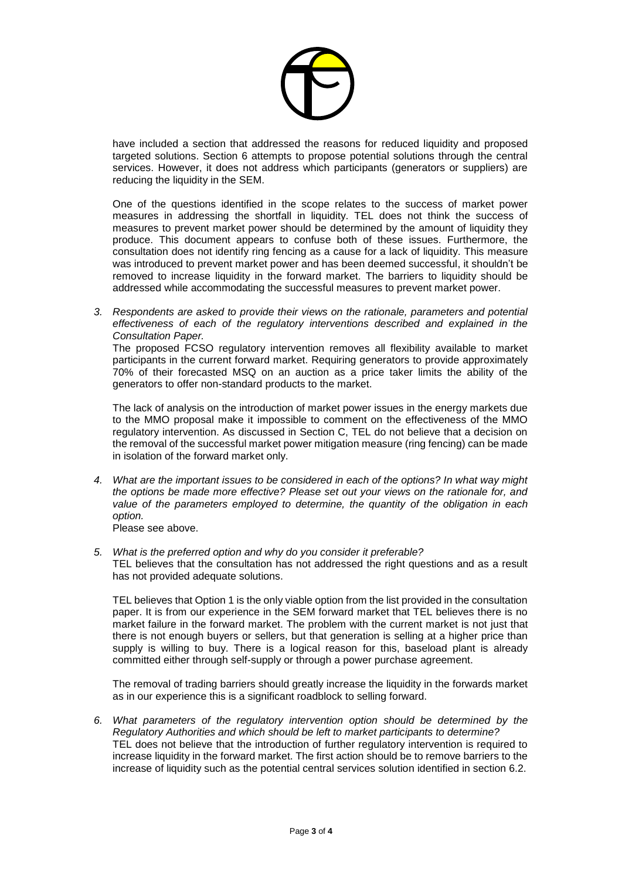have included a section that addressed the reasons for reduced liquidity and proposed targeted solutions. Section 6 attempts to propose potential solutions through the central services. However, it does not address which participants (generators or suppliers) are reducing the liquidity in the SEM.

One of the questions identified in the scope relates to the success of market power measures in addressing the shortfall in liquidity. TEL does not think the success of measures to prevent market power should be determined by the amount of liquidity they produce. This document appears to confuse both of these issues. Furthermore, the consultation does not identify ring fencing as a cause for a lack of liquidity. This measure was introduced to prevent market power and has been deemed successful, it shouldn't be removed to increase liquidity in the forward market. The barriers to liquidity should be addressed while accommodating the successful measures to prevent market power.

3. *Respondents are asked to provide their views on the rationale, parameters and potential effectiveness of each of the regulatory interventions described and explained in the Consultation Paper.*

   The proposed FCSO regulatory intervention removes all flexibility available to market participants in the current forward market. Requiring generators to provide approximately 70% of their forecasted MSQ on an auction as a price taker limits the ability of the generators to offer non-standard products to the market.

   The lack of analysis on the introduction of market power issues in the energy markets due to the MMO proposal make it impossible to comment on the effectiveness of the MMO regulatory intervention. As discussed in Section C, TEL do not believe that a decision on the removal of the successful market power mitigation measure (ring fencing) can be made in isolation of the forward market only.

4. *What are the important issues to be considered in each of the options? In what way might the options be made more effective? Please set out your views on the rationale for, and value of the parameters employed to determine, the quantity of the obligation in each option.*

   Please see above.

5. *What is the preferred option and why do you consider it preferable?*

   TEL believes that the consultation has not addressed the right questions and as a result has not provided adequate solutions.

   TEL believes that Option 1 is the only viable option from the list provided in the consultation paper. It is from our experience in the SEM forward market that TEL believes there is no market failure in the forward market. The problem with the current market is not just that there is not enough buyers or sellers, but that generation is selling at a higher price than supply is willing to buy. There is a logical reason for this, baseload plant is already committed either through self-supply or through a power purchase agreement.

   The removal of trading barriers should greatly increase the liquidity in the forwards market as in our experience this is a significant roadblock to selling forward.

6. *What parameters of the regulatory intervention option should be determined by the Regulatory Authorities and which should be left to market participants to determine?*

   TEL does not believe that the introduction of further regulatory intervention is required to increase liquidity in the forward market. The first action should be to remove barriers to the increase of liquidity such as the potential central services solution identified in section 6.2.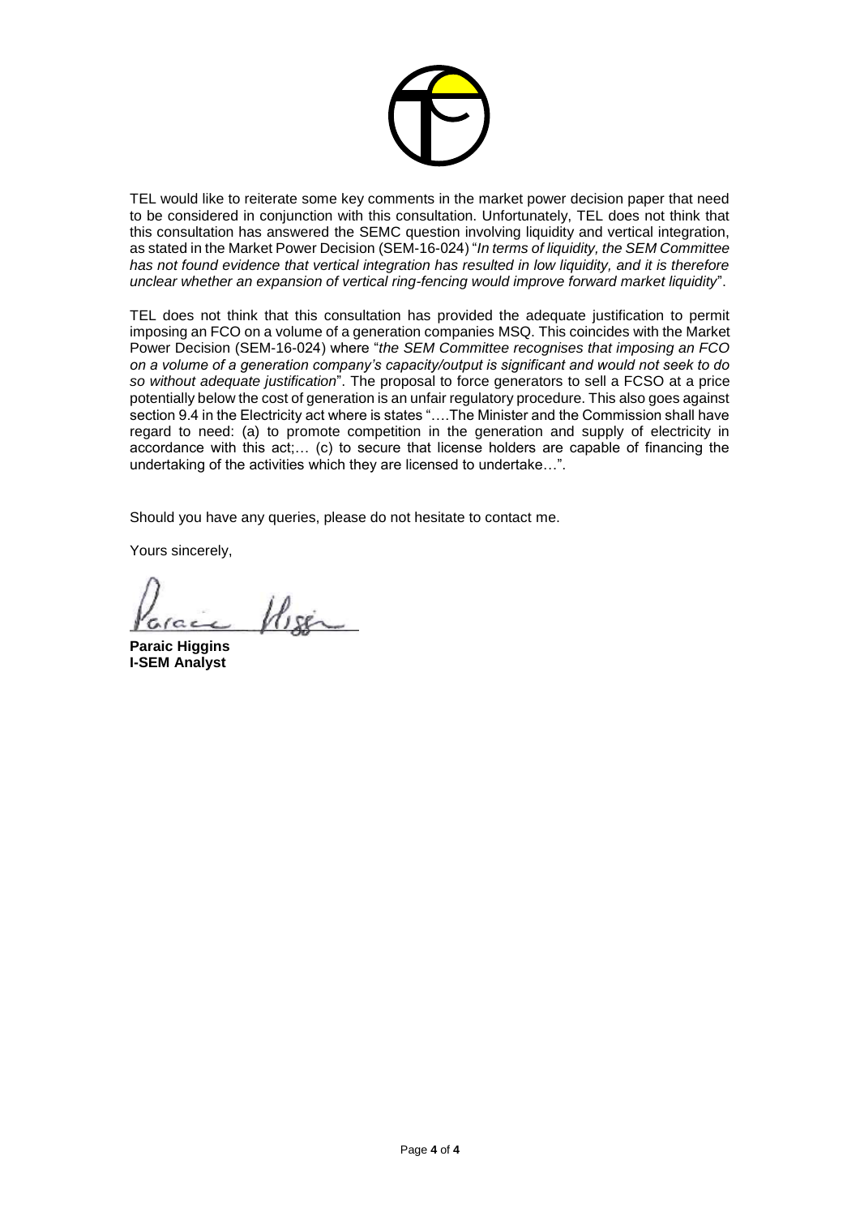TEL would like to reiterate some key comments in the market power decision paper that need to be considered in conjunction with this consultation. Unfortunately, TEL does not think that this consultation has answered the SEMC question involving liquidity and vertical integration, as stated in the Market Power Decision (SEM-16-024) "*In terms of liquidity, the SEM Committee has not found evidence that vertical integration has resulted in low liquidity, and it is therefore unclear whether an expansion of vertical ring-fencing would improve forward market liquidity*".

TEL does not think that this consultation has provided the adequate justification to permit imposing an FCO on a volume of a generation companies MSQ. This coincides with the Market Power Decision (SEM-16-024) where "*the SEM Committee recognises that imposing an FCO on a volume of a generation company's capacity/output is significant and would not seek to do so without adequate justification*". The proposal to force generators to sell a FCSO at a price potentially below the cost of generation is an unfair regulatory procedure. This also goes against section 9.4 in the Electricity act where is states "….The Minister and the Commission shall have regard to need: (a) to promote competition in the generation and supply of electricity in accordance with this act;… (c) to secure that license holders are capable of financing the undertaking of the activities which they are licensed to undertake…".

Should you have any queries, please do not hesitate to contact me.

Yours sincerely,

Paraic Higgins

**Paraic Higgins**
**I-SEM Analyst**